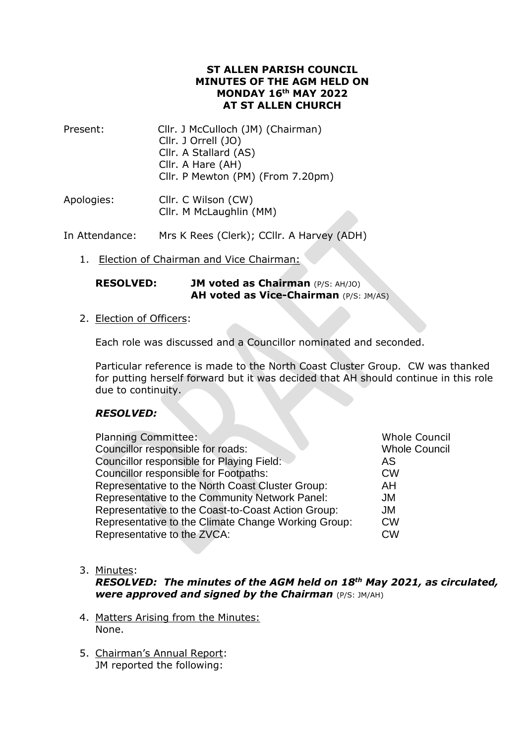# ST ALLEN PARISH COUNCIL
# MINUTES OF THE AGM HELD ON
# MONDAY 16th MAY 2022
# AT ST ALLEN CHURCH

Present: Cllr. J McCulloch (JM) (Chairman)
Cllr. J Orrell (JO)
Cllr. A Stallard (AS)
Cllr. A Hare (AH)
Cllr. P Mewton (PM) (From 7.20pm)

Apologies: Cllr. C Wilson (CW)
Cllr. M McLaughlin (MM)

In Attendance: Mrs K Rees (Clerk); CCllr. A Harvey (ADH)

1. Election of Chairman and Vice Chairman:

**RESOLVED:** **JM voted as Chairman** (P/S: AH/JO)
**AH voted as Vice-Chairman** (P/S: JM/AS)

2. Election of Officers:

Each role was discussed and a Councillor nominated and seconded.

Particular reference is made to the North Coast Cluster Group. CW was thanked for putting herself forward but it was decided that AH should continue in this role due to continuity.

***RESOLVED:***

| | |
|---|---|
| Planning Committee: | Whole Council |
| Councillor responsible for roads: | Whole Council |
| Councillor responsible for Playing Field: | AS |
| Councillor responsible for Footpaths: | CW |
| Representative to the North Coast Cluster Group: | AH |
| Representative to the Community Network Panel: | JM |
| Representative to the Coast-to-Coast Action Group: | JM |
| Representative to the Climate Change Working Group: | CW |
| Representative to the ZVCA: | CW |

3. Minutes:
***RESOLVED: The minutes of the AGM held on 18th May 2021, as circulated, were approved and signed by the Chairman*** (P/S: JM/AH)

4. Matters Arising from the Minutes:
None.

5. Chairman's Annual Report:
JM reported the following: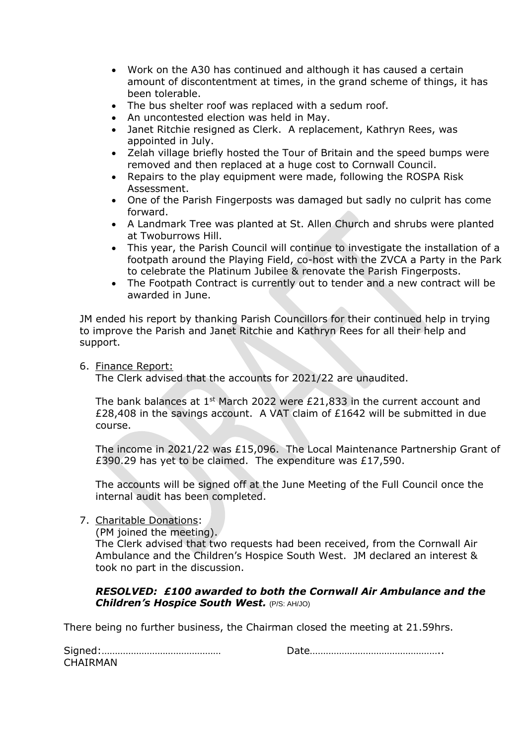- Work on the A30 has continued and although it has caused a certain amount of discontentment at times, in the grand scheme of things, it has been tolerable.
- The bus shelter roof was replaced with a sedum roof.
- An uncontested election was held in May.
- Janet Ritchie resigned as Clerk. A replacement, Kathryn Rees, was appointed in July.
- Zelah village briefly hosted the Tour of Britain and the speed bumps were removed and then replaced at a huge cost to Cornwall Council.
- Repairs to the play equipment were made, following the ROSPA Risk Assessment.
- One of the Parish Fingerposts was damaged but sadly no culprit has come forward.
- A Landmark Tree was planted at St. Allen Church and shrubs were planted at Twoburrows Hill.
- This year, the Parish Council will continue to investigate the installation of a footpath around the Playing Field, co-host with the ZVCA a Party in the Park to celebrate the Platinum Jubilee & renovate the Parish Fingerposts.
- The Footpath Contract is currently out to tender and a new contract will be awarded in June.

JM ended his report by thanking Parish Councillors for their continued help in trying to improve the Parish and Janet Ritchie and Kathryn Rees for all their help and support.

6. Finance Report:

   The Clerk advised that the accounts for 2021/22 are unaudited.

   The bank balances at 1st March 2022 were £21,833 in the current account and £28,408 in the savings account. A VAT claim of £1642 will be submitted in due course.

   The income in 2021/22 was £15,096. The Local Maintenance Partnership Grant of £390.29 has yet to be claimed. The expenditure was £17,590.

   The accounts will be signed off at the June Meeting of the Full Council once the internal audit has been completed.

7. Charitable Donations:

   (PM joined the meeting).
   The Clerk advised that two requests had been received, from the Cornwall Air Ambulance and the Children's Hospice South West. JM declared an interest & took no part in the discussion.

   ***RESOLVED: £100 awarded to both the Cornwall Air Ambulance and the Children's Hospice South West.*** (P/S: AH/JO)

There being no further business, the Chairman closed the meeting at 21.59hrs.

Signed:……………………………………… Date…………………………………………..
CHAIRMAN